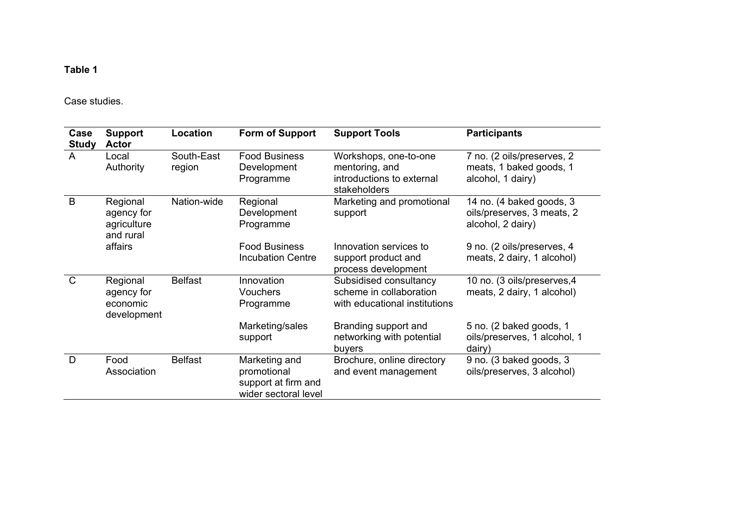**Table 1**

Case studies.

| Case Study | Support Actor | Location | Form of Support | Support Tools | Participants |
|---|---|---|---|---|---|
| A | Local Authority | South-East region | Food Business Development Programme | Workshops, one-to-one mentoring, and introductions to external stakeholders | 7 no. (2 oils/preserves, 2 meats, 1 baked goods, 1 alcohol, 1 dairy) |
| B | Regional agency for agriculture and rural affairs | Nation-wide | Regional Development Programme | Marketing and promotional support | 14 no. (4 baked goods, 3 oils/preserves, 3 meats, 2 alcohol, 2 dairy) |
| | | | Food Business Incubation Centre | Innovation services to support product and process development | 9 no. (2 oils/preserves, 4 meats, 2 dairy, 1 alcohol) |
| C | Regional agency for economic development | Belfast | Innovation Vouchers Programme | Subsidised consultancy scheme in collaboration with educational institutions | 10 no. (3 oils/preserves,4 meats, 2 dairy, 1 alcohol) |
| | | | Marketing/sales support | Branding support and networking with potential buyers | 5 no. (2 baked goods, 1 oils/preserves, 1 alcohol, 1 dairy) |
| D | Food Association | Belfast | Marketing and promotional support at firm and wider sectoral level | Brochure, online directory and event management | 9 no. (3 baked goods, 3 oils/preserves, 3 alcohol) |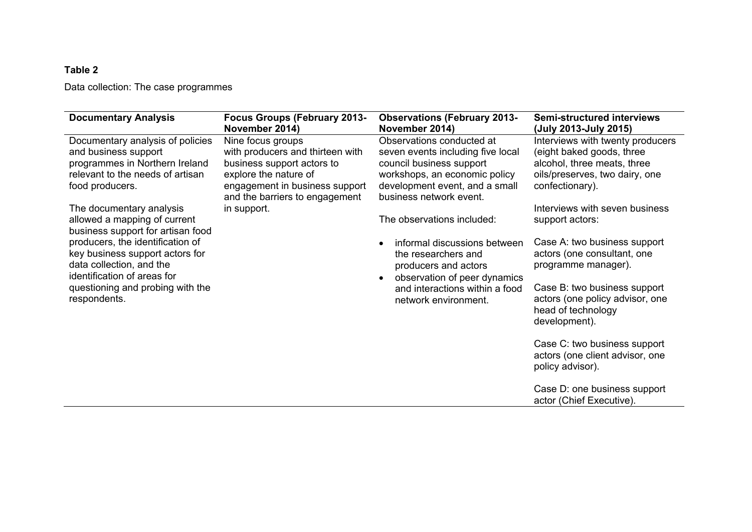**Table 2**

Data collection: The case programmes

| Documentary Analysis | Focus Groups (February 2013-November 2014) | Observations (February 2013-November 2014) | Semi-structured interviews (July 2013-July 2015) |
|---|---|---|---|
| Documentary analysis of policies and business support programmes in Northern Ireland relevant to the needs of artisan food producers.<br><br>The documentary analysis allowed a mapping of current business support for artisan food producers, the identification of key business support actors for data collection, and the identification of areas for questioning and probing with the respondents. | Nine focus groups with producers and thirteen with business support actors to explore the nature of engagement in business support and the barriers to engagement in support. | Observations conducted at seven events including five local council business support workshops, an economic policy development event, and a small business network event.<br><br>The observations included:<br><br>• informal discussions between the researchers and producers and actors<br>• observation of peer dynamics and interactions within a food network environment. | Interviews with twenty producers (eight baked goods, three alcohol, three meats, three oils/preserves, two dairy, one confectionary).<br><br>Interviews with seven business support actors:<br><br>Case A: two business support actors (one consultant, one programme manager).<br><br>Case B: two business support actors (one policy advisor, one head of technology development).<br><br>Case C: two business support actors (one client advisor, one policy advisor).<br><br>Case D: one business support actor (Chief Executive). |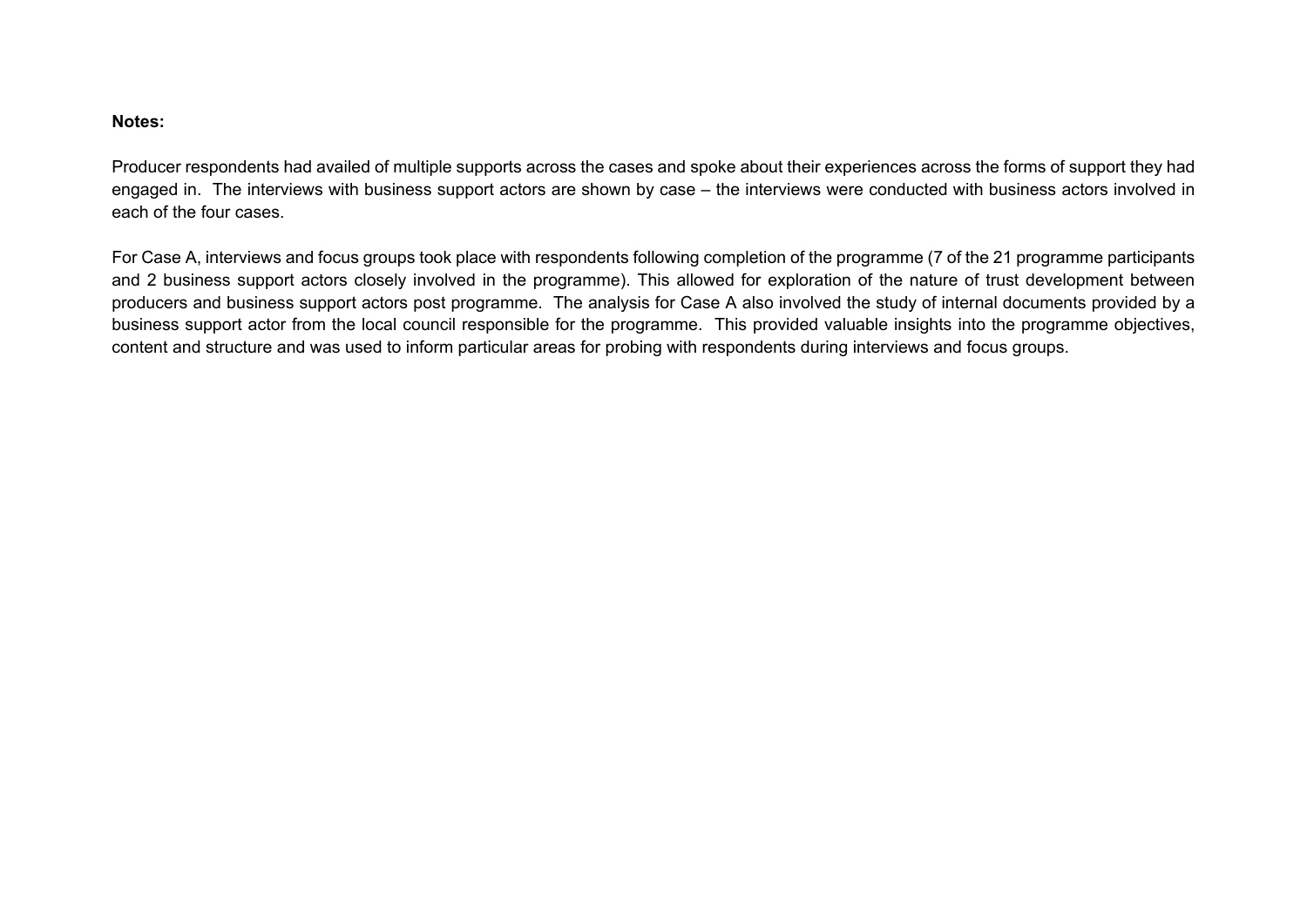**Notes:**

Producer respondents had availed of multiple supports across the cases and spoke about their experiences across the forms of support they had engaged in. The interviews with business support actors are shown by case – the interviews were conducted with business actors involved in each of the four cases.

For Case A, interviews and focus groups took place with respondents following completion of the programme (7 of the 21 programme participants and 2 business support actors closely involved in the programme). This allowed for exploration of the nature of trust development between producers and business support actors post programme. The analysis for Case A also involved the study of internal documents provided by a business support actor from the local council responsible for the programme. This provided valuable insights into the programme objectives, content and structure and was used to inform particular areas for probing with respondents during interviews and focus groups.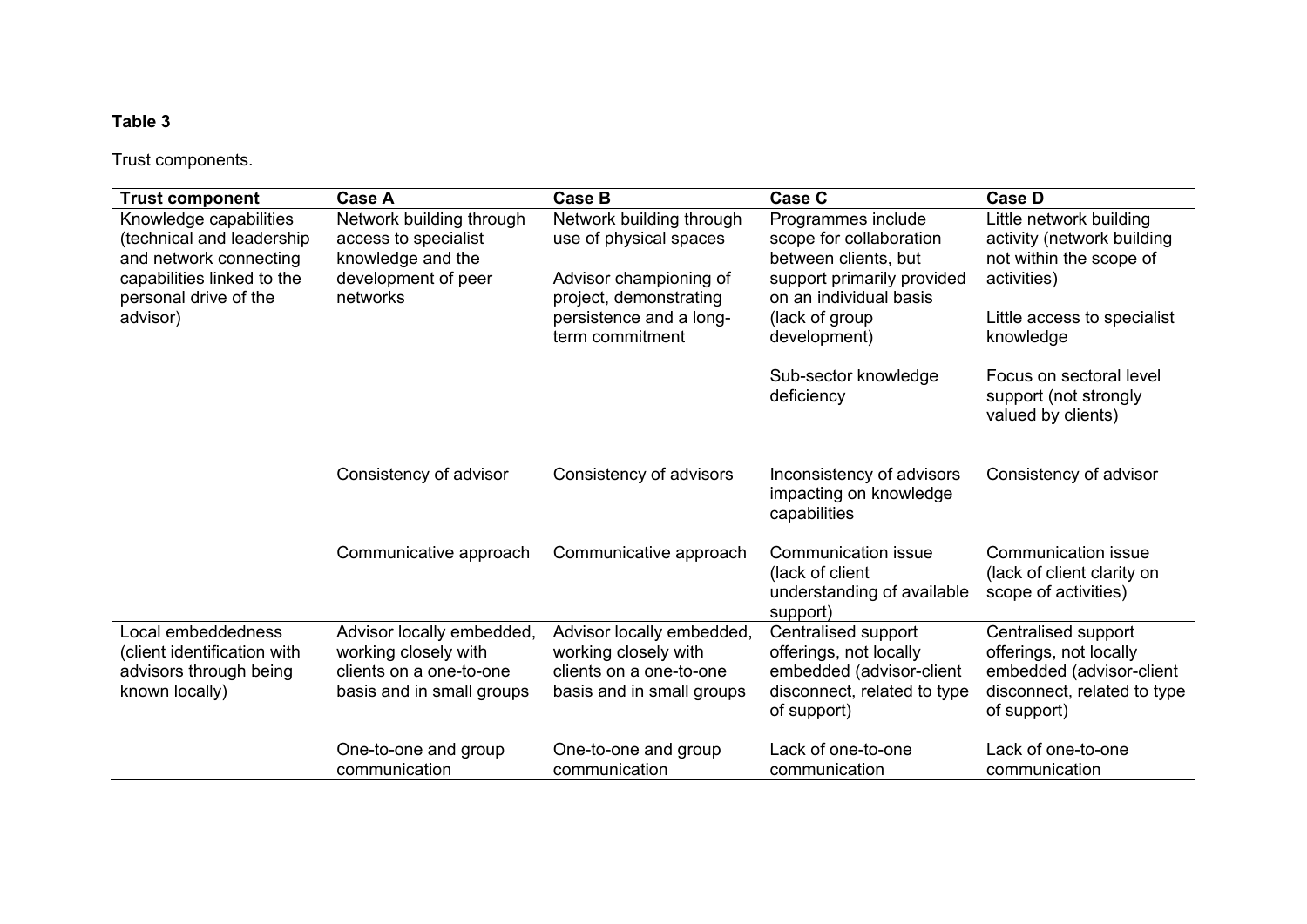**Table 3**

Trust components.

| Trust component | Case A | Case B | Case C | Case D |
|---|---|---|---|---|
| Knowledge capabilities (technical and leadership and network connecting capabilities linked to the personal drive of the advisor) | Network building through access to specialist knowledge and the development of peer networks | Network building through use of physical spaces<br><br>Advisor championing of project, demonstrating persistence and a long-term commitment | Programmes include scope for collaboration between clients, but support primarily provided on an individual basis (lack of group development)<br><br>Sub-sector knowledge deficiency | Little network building activity (network building not within the scope of activities)<br><br>Little access to specialist knowledge<br><br>Focus on sectoral level support (not strongly valued by clients) |
| | Consistency of advisor | Consistency of advisors | Inconsistency of advisors impacting on knowledge capabilities | Consistency of advisor |
| | Communicative approach | Communicative approach | Communication issue (lack of client understanding of available support) | Communication issue (lack of client clarity on scope of activities) |
| Local embeddedness (client identification with advisors through being known locally) | Advisor locally embedded, working closely with clients on a one-to-one basis and in small groups | Advisor locally embedded, working closely with clients on a one-to-one basis and in small groups | Centralised support offerings, not locally embedded (advisor-client disconnect, related to type of support) | Centralised support offerings, not locally embedded (advisor-client disconnect, related to type of support) |
| | One-to-one and group communication | One-to-one and group communication | Lack of one-to-one communication | Lack of one-to-one communication |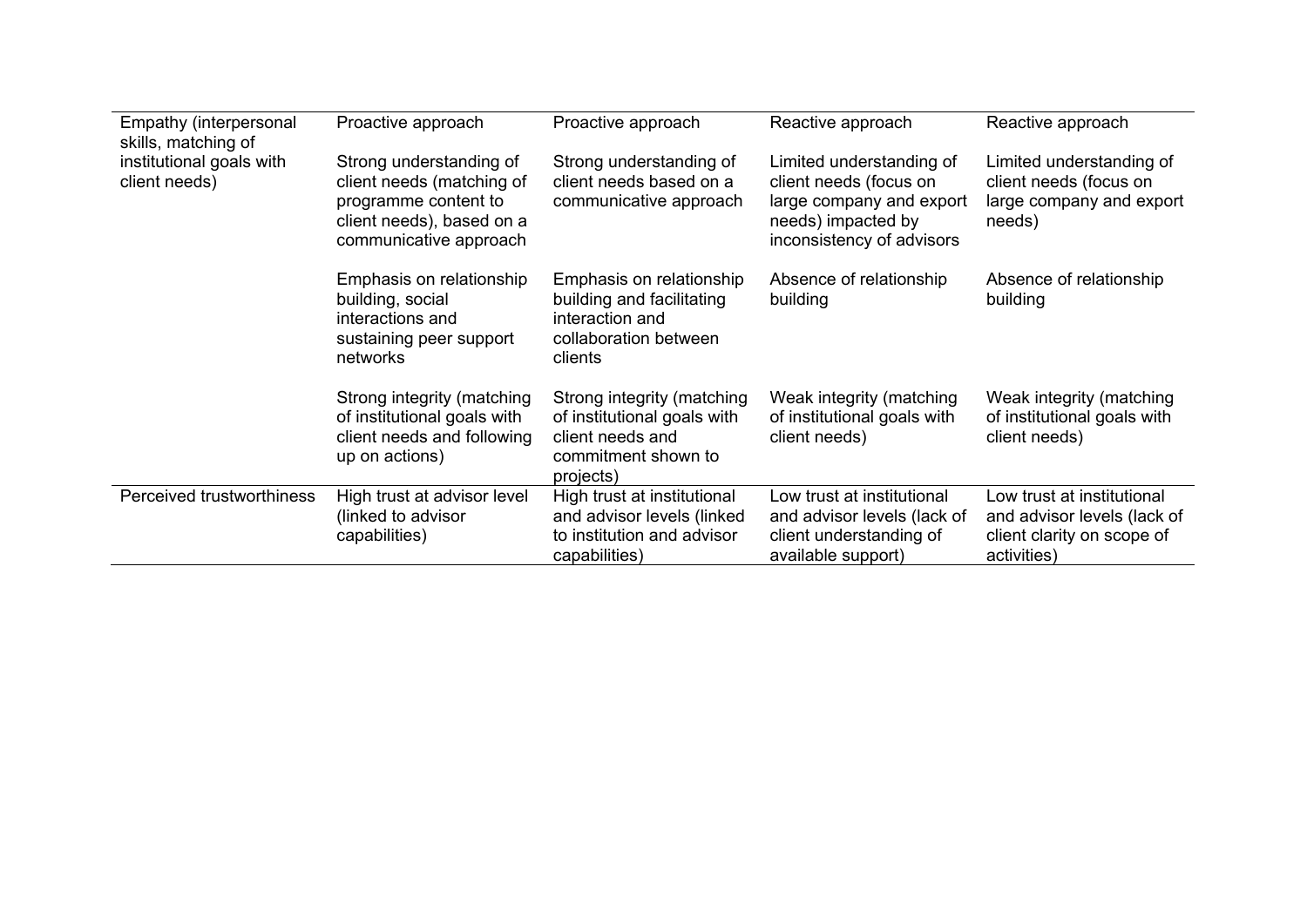| | | | | |
|---|---|---|---|---|
| Empathy (interpersonal skills, matching of institutional goals with client needs) | Proactive approach<br><br>Strong understanding of client needs (matching of programme content to client needs), based on a communicative approach<br><br>Emphasis on relationship building, social interactions and sustaining peer support networks<br><br>Strong integrity (matching of institutional goals with client needs and following up on actions) | Proactive approach<br><br>Strong understanding of client needs based on a communicative approach<br><br>Emphasis on relationship building and facilitating interaction and collaboration between clients<br><br>Strong integrity (matching of institutional goals with client needs and commitment shown to projects) | Reactive approach<br><br>Limited understanding of client needs (focus on large company and export needs) impacted by inconsistency of advisors<br><br>Absence of relationship building<br><br>Weak integrity (matching of institutional goals with client needs) | Reactive approach<br><br>Limited understanding of client needs (focus on large company and export needs)<br><br>Absence of relationship building<br><br>Weak integrity (matching of institutional goals with client needs) |
| Perceived trustworthiness | High trust at advisor level (linked to advisor capabilities) | High trust at institutional and advisor levels (linked to institution and advisor capabilities) | Low trust at institutional and advisor levels (lack of client understanding of available support) | Low trust at institutional and advisor levels (lack of client clarity on scope of activities) |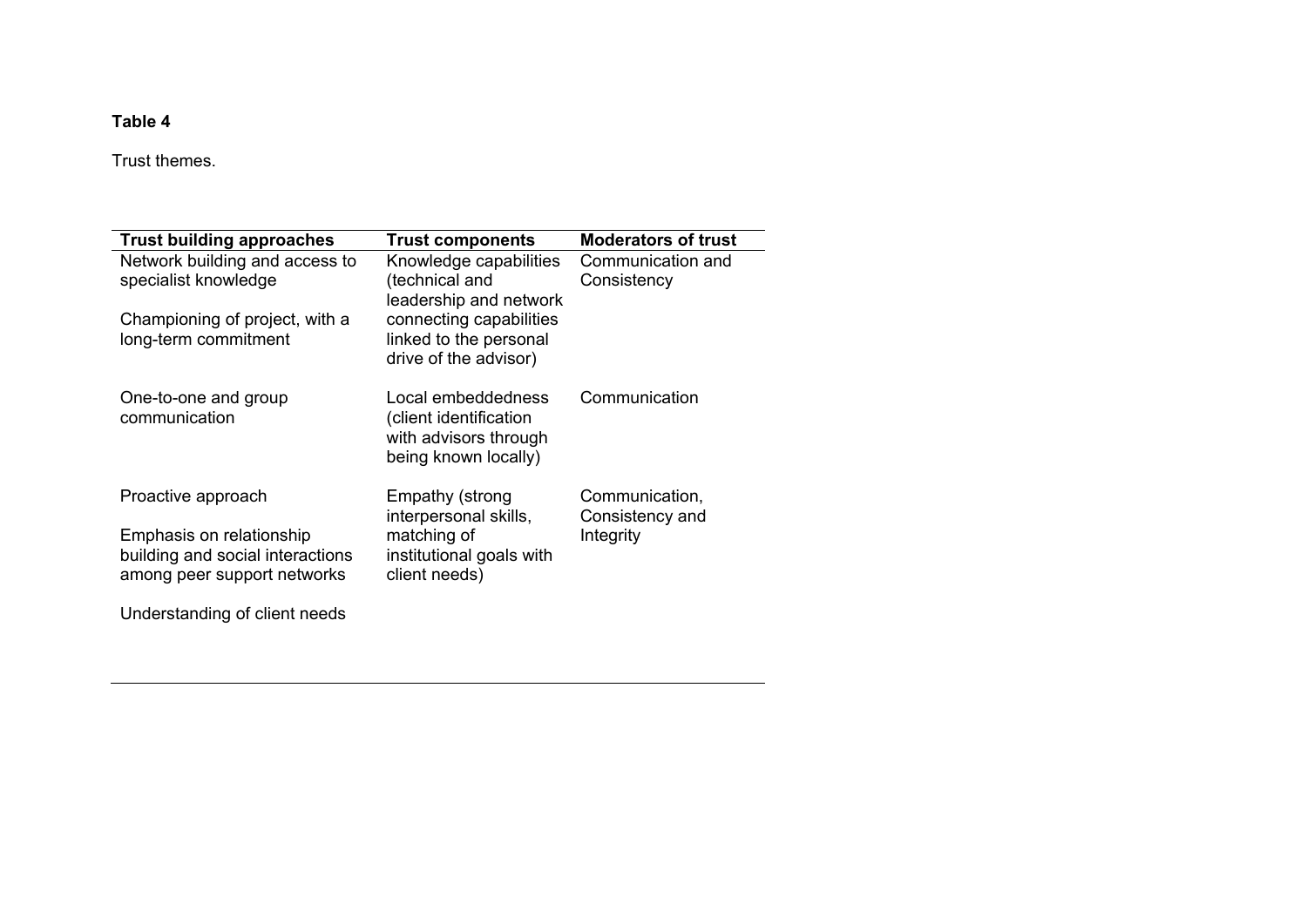**Table 4**

Trust themes.

| Trust building approaches | Trust components | Moderators of trust |
|---|---|---|
| Network building and access to specialist knowledge<br><br>Championing of project, with a long-term commitment | Knowledge capabilities (technical and leadership and network connecting capabilities linked to the personal drive of the advisor) | Communication and Consistency |
| One-to-one and group communication | Local embeddedness (client identification with advisors through being known locally) | Communication |
| Proactive approach<br><br>Emphasis on relationship building and social interactions among peer support networks<br><br>Understanding of client needs | Empathy (strong interpersonal skills, matching of institutional goals with client needs) | Communication, Consistency and Integrity |